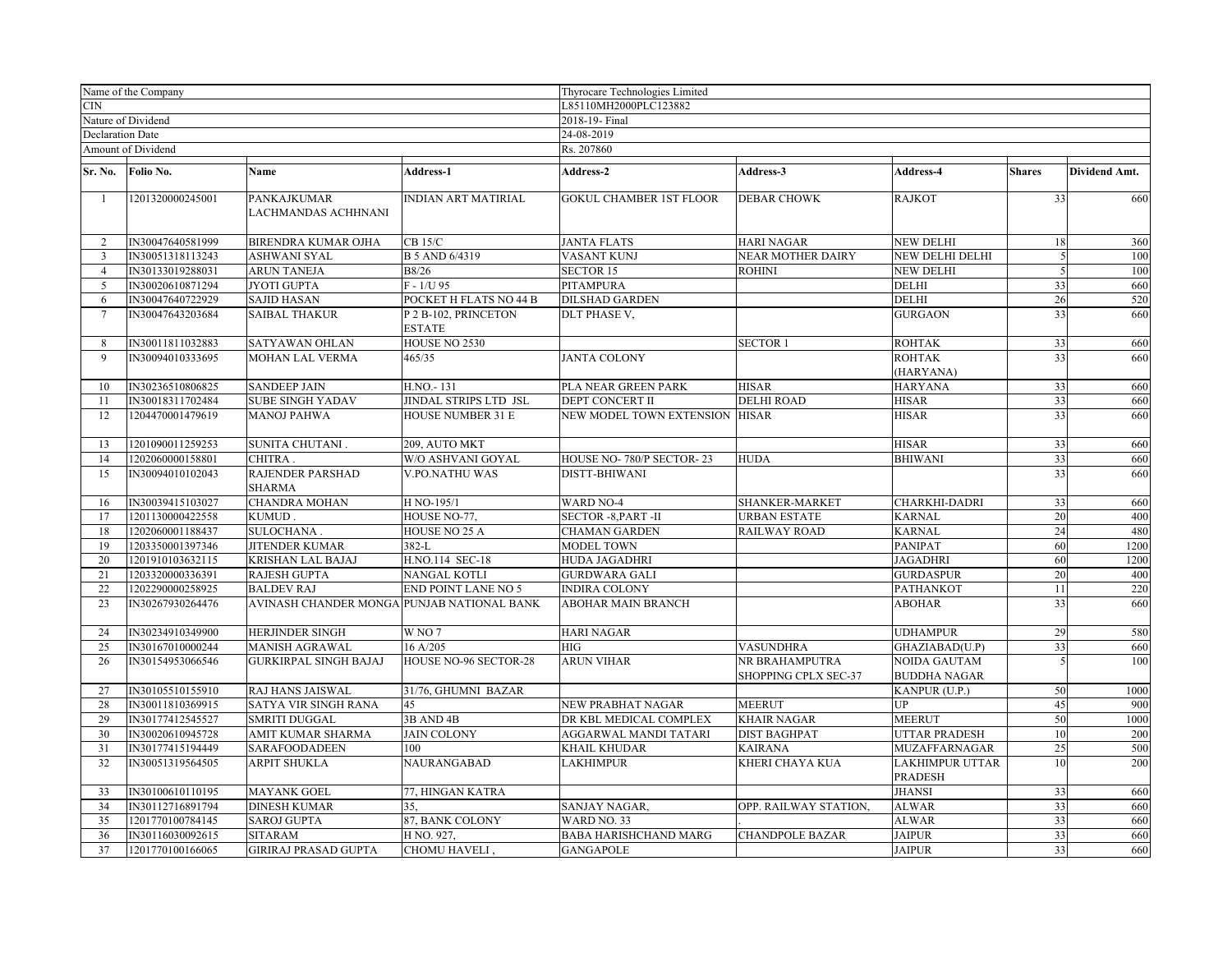| Name of the Company | | | | Thyrocare Technologies Limited | | | | |
|---|---|---|---|---|---|---|---|---|
| CIN | | | | L85110MH2000PLC123882 | | | | |
| Nature of Dividend | | | | 2018-19- Final | | | | |
| Declaration Date | | | | 24-08-2019 | | | | |
| Amount of Dividend | | | | Rs. 207860 | | | | |
| **Sr. No.** | **Folio No.** | **Name** | **Address-1** | **Address-2** | **Address-3** | **Address-4** | **Shares** | **Dividend Amt.** |
| 1 | 1201320000245001 | PANKAJKUMAR LACHMANDAS ACHHNANI | INDIAN ART MATIRIAL | GOKUL CHAMBER 1ST FLOOR | DEBAR CHOWK | RAJKOT | 33 | 660 |
| 2 | IN30047640581999 | BIRENDRA KUMAR OJHA | CB 15/C | JANTA FLATS | HARI NAGAR | NEW DELHI | 18 | 360 |
| 3 | IN30051318113243 | ASHWANI SYAL | B 5 AND 6/4319 | VASANT KUNJ | NEAR MOTHER DAIRY | NEW DELHI DELHI | 5 | 100 |
| 4 | IN30133019288031 | ARUN TANEJA | B8/26 | SECTOR 15 | ROHINI | NEW DELHI | 5 | 100 |
| 5 | IN30020610871294 | JYOTI GUPTA | F - 1/U 95 | PITAMPURA | | DELHI | 33 | 660 |
| 6 | IN30047640722929 | SAJID HASAN | POCKET H FLATS NO 44 B | DILSHAD GARDEN | | DELHI | 26 | 520 |
| 7 | IN30047643203684 | SAIBAL THAKUR | P 2 B-102, PRINCETON ESTATE | DLT PHASE V, | | GURGAON | 33 | 660 |
| 8 | IN30011811032883 | SATYAWAN OHLAN | HOUSE NO 2530 | | SECTOR 1 | ROHTAK | 33 | 660 |
| 9 | IN30094010333695 | MOHAN LAL VERMA | 465/35 | JANTA COLONY | | ROHTAK (HARYANA) | 33 | 660 |
| 10 | IN30236510806825 | SANDEEP JAIN | H.NO.- 131 | PLA NEAR GREEN PARK | HISAR | HARYANA | 33 | 660 |
| 11 | IN30018311702484 | SUBE SINGH YADAV | JINDAL STRIPS LTD JSL | DEPT CONCERT II | DELHI ROAD | HISAR | 33 | 660 |
| 12 | 1204470001479619 | MANOJ PAHWA | HOUSE NUMBER 31 E | NEW MODEL TOWN EXTENSION | HISAR | HISAR | 33 | 660 |
| 13 | 1201090011259253 | SUNITA CHUTANI . | 209, AUTO MKT | | | HISAR | 33 | 660 |
| 14 | 1202060000158801 | CHITRA . | W/O ASHVANI GOYAL | HOUSE NO- 780/P SECTOR- 23 | HUDA | BHIWANI | 33 | 660 |
| 15 | IN30094010102043 | RAJENDER PARSHAD SHARMA | V.PO.NATHU WAS | DISTT-BHIWANI | | | 33 | 660 |
| 16 | IN30039415103027 | CHANDRA MOHAN | H NO-195/1 | WARD NO-4 | SHANKER-MARKET | CHARKHI-DADRI | 33 | 660 |
| 17 | 1201130000422558 | KUMUD . | HOUSE NO-77, | SECTOR -8,PART -II | URBAN ESTATE | KARNAL | 20 | 400 |
| 18 | 1202060001188437 | SULOCHANA . | HOUSE NO 25 A | CHAMAN GARDEN | RAILWAY ROAD | KARNAL | 24 | 480 |
| 19 | 1203350001397346 | JITENDER KUMAR | 382-L | MODEL TOWN | | PANIPAT | 60 | 1200 |
| 20 | 1201910103632115 | KRISHAN LAL BAJAJ | H.NO.114 SEC-18 | HUDA JAGADHRI | | JAGADHRI | 60 | 1200 |
| 21 | 1203320000336391 | RAJESH GUPTA | NANGAL KOTLI | GURDWARA GALI | | GURDASPUR | 20 | 400 |
| 22 | 1202290000258925 | BALDEV RAJ | END POINT LANE NO 5 | INDIRA COLONY | | PATHANKOT | 11 | 220 |
| 23 | IN30267930264476 | AVINASH CHANDER MONGA | PUNJAB NATIONAL BANK | ABOHAR MAIN BRANCH | | ABOHAR | 33 | 660 |
| 24 | IN30234910349900 | HERJINDER SINGH | W NO 7 | HARI NAGAR | | UDHAMPUR | 29 | 580 |
| 25 | IN30167010000244 | MANISH AGRAWAL | 16 A/205 | HIG | VASUNDHRA | GHAZIABAD(U.P) | 33 | 660 |
| 26 | IN30154953066546 | GURKIRPAL SINGH BAJAJ | HOUSE NO-96 SECTOR-28 | ARUN VIHAR | NR BRAHAMPUTRA SHOPPING CPLX SEC-37 | NOIDA GAUTAM BUDDHA NAGAR | 5 | 100 |
| 27 | IN30105510155910 | RAJ HANS JAISWAL | 31/76, GHUMNI BAZAR | | | KANPUR (U.P.) | 50 | 1000 |
| 28 | IN30011810369915 | SATYA VIR SINGH RANA | 45 | NEW PRABHAT NAGAR | MEERUT | UP | 45 | 900 |
| 29 | IN30177412545527 | SMRITI DUGGAL | 3B AND 4B | DR KBL MEDICAL COMPLEX | KHAIR NAGAR | MEERUT | 50 | 1000 |
| 30 | IN30020610945728 | AMIT KUMAR SHARMA | JAIN COLONY | AGGARWAL MANDI TATARI | DIST BAGHPAT | UTTAR PRADESH | 10 | 200 |
| 31 | IN30177415194449 | SARAFOODADEEN | 100 | KHAIL KHUDAR | KAIRANA | MUZAFFARNAGAR | 25 | 500 |
| 32 | IN30051319564505 | ARPIT SHUKLA | NAURANGABAD | LAKHIMPUR | KHERI CHAYA KUA | LAKHIMPUR UTTAR PRADESH | 10 | 200 |
| 33 | IN30100610110195 | MAYANK GOEL | 77, HINGAN KATRA | | | JHANSI | 33 | 660 |
| 34 | IN30112716891794 | DINESH KUMAR | 35, | SANJAY NAGAR, | OPP. RAILWAY STATION, | ALWAR | 33 | 660 |
| 35 | 1201770100784145 | SAROJ GUPTA | 87, BANK COLONY | WARD NO. 33 | . | ALWAR | 33 | 660 |
| 36 | IN30116030092615 | SITARAM | H NO. 927, | BABA HARISHCHAND MARG | CHANDPOLE BAZAR | JAIPUR | 33 | 660 |
| 37 | 1201770100166065 | GIRIRAJ PRASAD GUPTA | CHOMU HAVELI , | GANGAPOLE | | JAIPUR | 33 | 660 |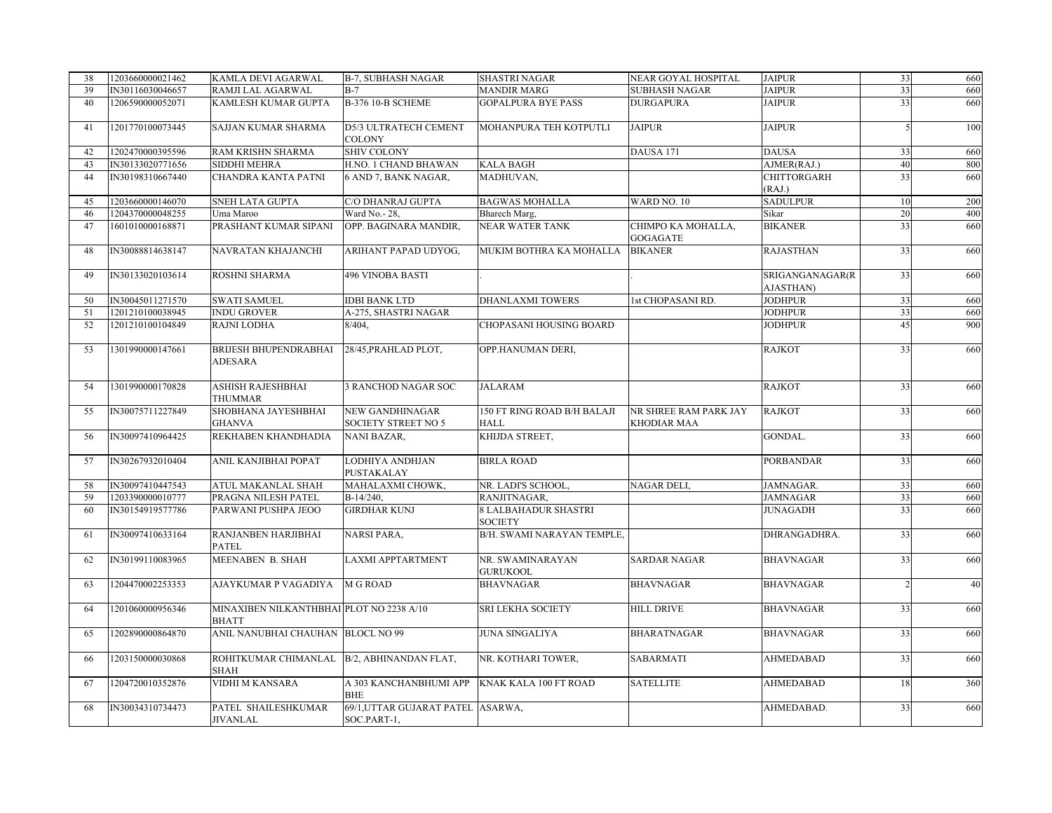| 38 | 1203660000021462 | KAMLA DEVI AGARWAL | B-7, SUBHASH NAGAR | SHASTRI NAGAR | NEAR GOYAL HOSPITAL | JAIPUR | 33 | 660 |
|---|---|---|---|---|---|---|---|---|
| 39 | IN30116030046657 | RAMJI LAL AGARWAL | B-7 | MANDIR MARG | SUBHASH NAGAR | JAIPUR | 33 | 660 |
| 40 | 1206590000052071 | KAMLESH KUMAR GUPTA | B-376 10-B SCHEME | GOPALPURA BYE PASS | DURGAPURA | JAIPUR | 33 | 660 |
| 41 | 1201770100073445 | SAJJAN KUMAR SHARMA | D5/3 ULTRATECH CEMENT COLONY | MOHANPURA TEH KOTPUTLI | JAIPUR | JAIPUR | 5 | 100 |
| 42 | 1202470000395596 | RAM KRISHN SHARMA | SHIV COLONY | | DAUSA 171 | DAUSA | 33 | 660 |
| 43 | IN30133020771656 | SIDDHI MEHRA | H.NO. 1 CHAND BHAWAN | KALA BAGH | | AJMER(RAJ.) | 40 | 800 |
| 44 | IN30198310667440 | CHANDRA KANTA PATNI | 6 AND 7, BANK NAGAR, | MADHUVAN, | | CHITTORGARH (RAJ.) | 33 | 660 |
| 45 | 1203660000146070 | SNEH LATA GUPTA | C/O DHANRAJ GUPTA | BAGWAS MOHALLA | WARD NO. 10 | SADULPUR | 10 | 200 |
| 46 | 1204370000048255 | Uma Maroo | Ward No.- 28, | Bharech Marg, | | Sikar | 20 | 400 |
| 47 | 1601010000168871 | PRASHANT KUMAR SIPANI | OPP. BAGINARA MANDIR, | NEAR WATER TANK | CHIMPO KA MOHALLA, GOGAGATE | BIKANER | 33 | 660 |
| 48 | IN30088814638147 | NAVRATAN KHAJANCHI | ARIHANT PAPAD UDYOG, | MUKIM BOTHRA KA MOHALLA | BIKANER | RAJASTHAN | 33 | 660 |
| 49 | IN30133020103614 | ROSHNI SHARMA | 496 VINOBA BASTI | . | . | SRIGANGANAGAR(RAJASTHAN) | 33 | 660 |
| 50 | IN30045011271570 | SWATI SAMUEL | IDBI BANK LTD | DHANLAXMI TOWERS | 1st CHOPASANI RD. | JODHPUR | 33 | 660 |
| 51 | 1201210100038945 | INDU GROVER | A-275, SHASTRI NAGAR | | | JODHPUR | 33 | 660 |
| 52 | 1201210100104849 | RAJNI LODHA | 8/404, | CHOPASANI HOUSING BOARD | | JODHPUR | 45 | 900 |
| 53 | 1301990000147661 | BRIJESH BHUPENDRABHAI ADESARA | 28/45,PRAHLAD PLOT, | OPP.HANUMAN DERI, | | RAJKOT | 33 | 660 |
| 54 | 1301990000170828 | ASHISH RAJESHBHAI THUMMAR | 3 RANCHOD NAGAR SOC | JALARAM | | RAJKOT | 33 | 660 |
| 55 | IN30075711227849 | SHOBHANA JAYESHBHAI GHANVA | NEW GANDHINAGAR SOCIETY STREET NO 5 | 150 FT RING ROAD B/H BALAJI HALL | NR SHREE RAM PARK JAY KHODIAR MAA | RAJKOT | 33 | 660 |
| 56 | IN30097410964425 | REKHABEN KHANDHADIA | NANI BAZAR, | KHIJDA STREET, | | GONDAL. | 33 | 660 |
| 57 | IN30267932010404 | ANIL KANJIBHAI POPAT | LODHIYA ANDHJAN PUSTAKALAY | BIRLA ROAD | | PORBANDAR | 33 | 660 |
| 58 | IN30097410447543 | ATUL MAKANLAL SHAH | MAHALAXMI CHOWK, | NR. LADI'S SCHOOL, | NAGAR DELI, | JAMNAGAR. | 33 | 660 |
| 59 | 1203390000010777 | PRAGNA NILESH PATEL | B-14/240, | RANJITNAGAR, | | JAMNAGAR | 33 | 660 |
| 60 | IN30154919577786 | PARWANI PUSHPA JEOO | GIRDHAR KUNJ | 8 LALBAHADUR SHASTRI SOCIETY | | JUNAGADH | 33 | 660 |
| 61 | IN30097410633164 | RANJANBEN HARJIBHAI PATEL | NARSI PARA, | B/H. SWAMI NARAYAN TEMPLE, | | DHRANGADHRA. | 33 | 660 |
| 62 | IN30199110083965 | MEENABEN B. SHAH | LAXMI APPTARTMENT | NR. SWAMINARAYAN GURUKOOL | SARDAR NAGAR | BHAVNAGAR | 33 | 660 |
| 63 | 1204470002253353 | AJAYKUMAR P VAGADIYA | M G ROAD | BHAVNAGAR | BHAVNAGAR | BHAVNAGAR | 2 | 40 |
| 64 | 1201060000956346 | MINAXIBEN NILKANTHBHAI BHATT | PLOT NO 2238 A/10 | SRI LEKHA SOCIETY | HILL DRIVE | BHAVNAGAR | 33 | 660 |
| 65 | 1202890000864870 | ANIL NANUBHAI CHAUHAN | BLOCL NO 99 | JUNA SINGALIYA | BHARATNAGAR | BHAVNAGAR | 33 | 660 |
| 66 | 1203150000030868 | ROHITKUMAR CHIMANLAL SHAH | B/2, ABHINANDAN FLAT, | NR. KOTHARI TOWER, | SABARMATI | AHMEDABAD | 33 | 660 |
| 67 | 1204720010352876 | VIDHI M KANSARA | A 303 KANCHANBHUMI APP BHE | KNAK KALA 100 FT ROAD | SATELLITE | AHMEDABAD | 18 | 360 |
| 68 | IN30034310734473 | PATEL SHAILESHKUMAR JIVANLAL | 69/1,UTTAR GUJARAT PATEL SOC.PART-1, | ASARWA, | | AHMEDABAD. | 33 | 660 |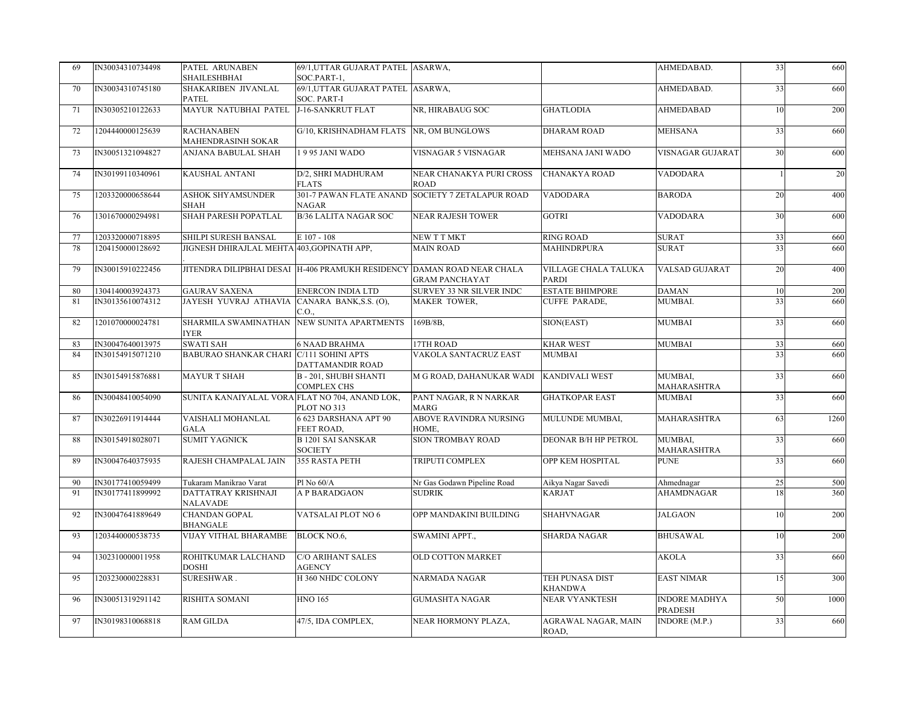| | | | | | | | | |
|---|---|---|---|---|---|---|---|---|
| 69 | IN30034310734498 | PATEL ARUNABEN SHAILESHBHAI | 69/1,UTTAR GUJARAT PATEL SOC.PART-1, | ASARWA, | | AHMEDABAD. | 33 | 660 |
| 70 | IN30034310745180 | SHAKARIBEN JIVANLAL PATEL | 69/1,UTTAR GUJARAT PATEL SOC. PART-I | ASARWA, | | AHMEDABAD. | 33 | 660 |
| 71 | IN30305210122633 | MAYUR NATUBHAI PATEL | J-16-SANKRUT FLAT | NR, HIRABAUG SOC | GHATLODIA | AHMEDABAD | 10 | 200 |
| 72 | 1204440000125639 | RACHANABEN MAHENDRASINH SOKAR | G/10, KRISHNADHAM FLATS | NR, OM BUNGLOWS | DHARAM ROAD | MEHSANA | 33 | 660 |
| 73 | IN30051321094827 | ANJANA BABULAL SHAH | 1 9 95 JANI WADO | VISNAGAR 5 VISNAGAR | MEHSANA JANI WADO | VISNAGAR GUJARAT | 30 | 600 |
| 74 | IN30199110340961 | KAUSHAL ANTANI | D/2, SHRI MADHURAM FLATS | NEAR CHANAKYA PURI CROSS ROAD | CHANAKYA ROAD | VADODARA | 1 | 20 |
| 75 | 1203320000658644 | ASHOK SHYAMSUNDER SHAH | 301-7 PAWAN FLATE ANAND NAGAR | SOCIETY 7 ZETALAPUR ROAD | VADODARA | BARODA | 20 | 400 |
| 76 | 1301670000294981 | SHAH PARESH POPATLAL | B/36 LALITA NAGAR SOC | NEAR RAJESH TOWER | GOTRI | VADODARA | 30 | 600 |
| 77 | 1203320000718895 | SHILPI SURESH BANSAL | E 107 - 108 | NEW T T MKT | RING ROAD | SURAT | 33 | 660 |
| 78 | 1204150000128692 | JIGNESH DHIRAJLAL MEHTA . | 403,GOPINATH APP, | MAIN ROAD | MAHINDRPURA | SURAT | 33 | 660 |
| 79 | IN30015910222456 | JITENDRA DILIPBHAI DESAI | H-406 PRAMUKH RESIDENCY | DAMAN ROAD NEAR CHALA GRAM PANCHAYAT | VILLAGE CHALA TALUKA PARDI | VALSAD GUJARAT | 20 | 400 |
| 80 | 1304140003924373 | GAURAV SAXENA | ENERCON INDIA LTD | SURVEY 33 NR SILVER INDC | ESTATE BHIMPORE | DAMAN | 10 | 200 |
| 81 | IN30135610074312 | JAYESH YUVRAJ ATHAVIA | CANARA BANK,S.S. (O), C.O., | MAKER TOWER, | CUFFE PARADE, | MUMBAI. | 33 | 660 |
| 82 | 1201070000024781 | SHARMILA SWAMINATHAN IYER | NEW SUNITA APARTMENTS | 169B/8B, | SION(EAST) | MUMBAI | 33 | 660 |
| 83 | IN30047640013975 | SWATI SAH | 6 NAAD BRAHMA | 17TH ROAD | KHAR WEST | MUMBAI | 33 | 660 |
| 84 | IN30154915071210 | BABURAO SHANKAR CHARI | C/111 SOHINI APTS DATTAMANDIR ROAD | VAKOLA SANTACRUZ EAST | MUMBAI | | 33 | 660 |
| 85 | IN30154915876881 | MAYUR T SHAH | B - 201, SHUBH SHANTI COMPLEX CHS | M G ROAD, DAHANUKAR WADI | KANDIVALI WEST | MUMBAI, MAHARASHTRA | 33 | 660 |
| 86 | IN30048410054090 | SUNITA KANAIYALAL VORA | FLAT NO 704, ANAND LOK, PLOT NO 313 | PANT NAGAR, R N NARKAR MARG | GHATKOPAR EAST | MUMBAI | 33 | 660 |
| 87 | IN30226911914444 | VAISHALI MOHANLAL GALA | 6 623 DARSHANA APT 90 FEET ROAD, | ABOVE RAVINDRA NURSING HOME, | MULUNDE MUMBAI, | MAHARASHTRA | 63 | 1260 |
| 88 | IN30154918028071 | SUMIT YAGNICK | B 1201 SAI SANSKAR SOCIETY | SION TROMBAY ROAD | DEONAR B/H HP PETROL | MUMBAI, MAHARASHTRA | 33 | 660 |
| 89 | IN30047640375935 | RAJESH CHAMPALAL JAIN | 355 RASTA PETH | TRIPUTI COMPLEX | OPP KEM HOSPITAL | PUNE | 33 | 660 |
| 90 | IN30177410059499 | Tukaram Manikrao Varat | Pl No 60/A | Nr Gas Godawn Pipeline Road | Aikya Nagar Savedi | Ahmednagar | 25 | 500 |
| 91 | IN30177411899992 | DATTATRAY KRISHNAJI NALAVADE | A P BARADGAON | SUDRIK | KARJAT | AHAMDNAGAR | 18 | 360 |
| 92 | IN30047641889649 | CHANDAN GOPAL BHANGALE | VATSALAI PLOT NO 6 | OPP MANDAKINI BUILDING | SHAHVNAGAR | JALGAON | 10 | 200 |
| 93 | 1203440000538735 | VIJAY VITHAL BHARAMBE | BLOCK NO.6, | SWAMINI APPT., | SHARDA NAGAR | BHUSAWAL | 10 | 200 |
| 94 | 1302310000011958 | ROHITKUMAR LALCHAND DOSHI | C/O ARIHANT SALES AGENCY | OLD COTTON MARKET | | AKOLA | 33 | 660 |
| 95 | 1203230000228831 | SURESHWAR . | H 360 NHDC COLONY | NARMADA NAGAR | TEH PUNASA DIST KHANDWA | EAST NIMAR | 15 | 300 |
| 96 | IN30051319291142 | RISHITA SOMANI | HNO 165 | GUMASHTA NAGAR | NEAR VYANKTESH | INDORE MADHYA PRADESH | 50 | 1000 |
| 97 | IN30198310068818 | RAM GILDA | 47/5, IDA COMPLEX, | NEAR HORMONY PLAZA, | AGRAWAL NAGAR, MAIN ROAD, | INDORE (M.P.) | 33 | 660 |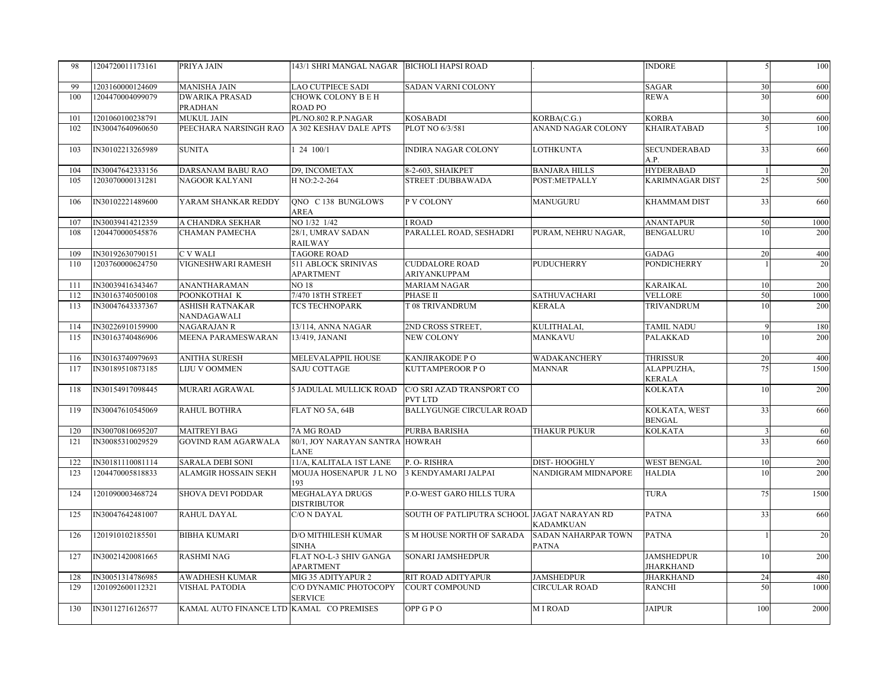| 98 | 1204720011173161 | PRIYA JAIN | 143/1 SHRI MANGAL NAGAR | BICHOLI HAPSI ROAD | . | INDORE | 5 | 100 |
|---|---|---|---|---|---|---|---|---|
| 99 | 1203160000124609 | MANISHA JAIN | LAO CUTPIECE SADI | SADAN VARNI COLONY | | SAGAR | 30 | 600 |
| 100 | 1204470004099079 | DWARIKA PRASAD PRADHAN | CHOWK COLONY B E H ROAD PO | | | REWA | 30 | 600 |
| 101 | 1201060100238791 | MUKUL JAIN | PL/NO.802 R.P.NAGAR | KOSABADI | KORBA(C.G.) | KORBA | 30 | 600 |
| 102 | IN30047640960650 | PEECHARA NARSINGH RAO | A 302 KESHAV DALE APTS | PLOT NO 6/3/581 | ANAND NAGAR COLONY | KHAIRATABAD | 5 | 100 |
| 103 | IN30102213265989 | SUNITA | 1 24 100/1 | INDIRA NAGAR COLONY | LOTHKUNTA | SECUNDERABAD A.P. | 33 | 660 |
| 104 | IN30047642333156 | DARSANAM BABU RAO | D9, INCOMETAX | 8-2-603, SHAIKPET | BANJARA HILLS | HYDERABAD | 1 | 20 |
| 105 | 1203070000131281 | NAGOOR KALYANI | H NO:2-2-264 | STREET :DUBBAWADA | POST:METPALLY | KARIMNAGAR DIST | 25 | 500 |
| 106 | IN30102221489600 | YARAM SHANKAR REDDY | QNO C 138 BUNGLOWS AREA | P V COLONY | MANUGURU | KHAMMAM DIST | 33 | 660 |
| 107 | IN30039414212359 | A CHANDRA SEKHAR | NO 1/32 1/42 | I ROAD | | ANANTAPUR | 50 | 1000 |
| 108 | 1204470000545876 | CHAMAN PAMECHA | 28/1, UMRAV SADAN RAILWAY | PARALLEL ROAD, SESHADRI | PURAM, NEHRU NAGAR, | BENGALURU | 10 | 200 |
| 109 | IN30192630790151 | C V WALI | TAGORE ROAD | | | GADAG | 20 | 400 |
| 110 | 1203760000624750 | VIGNESHWARI RAMESH | 511 ABLOCK SRINIVAS APARTMENT | CUDDALORE ROAD ARIYANKUPPAM | PUDUCHERRY | PONDICHERRY | 1 | 20 |
| 111 | IN30039416343467 | ANANTHARAMAN | NO 18 | MARIAM NAGAR | | KARAIKAL | 10 | 200 |
| 112 | IN30163740500108 | POONKOTHAI K | 7/470 18TH STREET | PHASE II | SATHUVACHARI | VELLORE | 50 | 1000 |
| 113 | IN30047643337367 | ASHISH RATNAKAR NANDAGAWALI | TCS TECHNOPARK | T 08 TRIVANDRUM | KERALA | TRIVANDRUM | 10 | 200 |
| 114 | IN30226910159900 | NAGARAJAN R | 13/114, ANNA NAGAR | 2ND CROSS STREET, | KULITHALAI, | TAMIL NADU | 9 | 180 |
| 115 | IN30163740486906 | MEENA PARAMESWARAN | 13/419, JANANI | NEW COLONY | MANKAVU | PALAKKAD | 10 | 200 |
| 116 | IN30163740979693 | ANITHA SURESH | MELEVALAPPIL HOUSE | KANJIRAKODE P O | WADAKANCHERY | THRISSUR | 20 | 400 |
| 117 | IN30189510873185 | LIJU V OOMMEN | SAJU COTTAGE | KUTTAMPEROOR P O | MANNAR | ALAPPUZHA, KERALA | 75 | 1500 |
| 118 | IN30154917098445 | MURARI AGRAWAL | 5 JADULAL MULLICK ROAD | C/O SRI AZAD TRANSPORT CO PVT LTD | | KOLKATA | 10 | 200 |
| 119 | IN30047610545069 | RAHUL BOTHRA | FLAT NO 5A, 64B | BALLYGUNGE CIRCULAR ROAD | | KOLKATA, WEST BENGAL | 33 | 660 |
| 120 | IN30070810695207 | MAITREYI BAG | 7A MG ROAD | PURBA BARISHA | THAKUR PUKUR | KOLKATA | 3 | 60 |
| 121 | IN30085310029529 | GOVIND RAM AGARWALA | 80/1, JOY NARAYAN SANTRA LANE | HOWRAH | | | 33 | 660 |
| 122 | IN30181110081114 | SARALA DEBI SONI | 11/A, KALITALA 1ST LANE | P. O- RISHRA | DIST- HOOGHLY | WEST BENGAL | 10 | 200 |
| 123 | 1204470005818833 | ALAMGIR HOSSAIN SEKH | MOUJA HOSENAPUR J L NO 193 | 3 KENDYAMARI JALPAI | NANDIGRAM MIDNAPORE | HALDIA | 10 | 200 |
| 124 | 1201090003468724 | SHOVA DEVI PODDAR | MEGHALAYA DRUGS DISTRIBUTOR | P.O-WEST GARO HILLS TURA | | TURA | 75 | 1500 |
| 125 | IN30047642481007 | RAHUL DAYAL | C/O N DAYAL | SOUTH OF PATLIPUTRA SCHOOL | JAGAT NARAYAN RD KADAMKUAN | PATNA | 33 | 660 |
| 126 | 1201910102185501 | BIBHA KUMARI | D/O MITHILESH KUMAR SINHA | S M HOUSE NORTH OF SARADA | SADAN NAHARPAR TOWN PATNA | PATNA | 1 | 20 |
| 127 | IN30021420081665 | RASHMI NAG | FLAT NO-L-3 SHIV GANGA APARTMENT | SONARI JAMSHEDPUR | | JAMSHEDPUR JHARKHAND | 10 | 200 |
| 128 | IN30051314786985 | AWADHESH KUMAR | MIG 35 ADITYAPUR 2 | RIT ROAD ADITYAPUR | JAMSHEDPUR | JHARKHAND | 24 | 480 |
| 129 | 1201092600112321 | VISHAL PATODIA | C/O DYNAMIC PHOTOCOPY SERVICE | COURT COMPOUND | CIRCULAR ROAD | RANCHI | 50 | 1000 |
| 130 | IN30112716126577 | KAMAL AUTO FINANCE LTD | KAMAL CO PREMISES | OPP G P O | M I ROAD | JAIPUR | 100 | 2000 |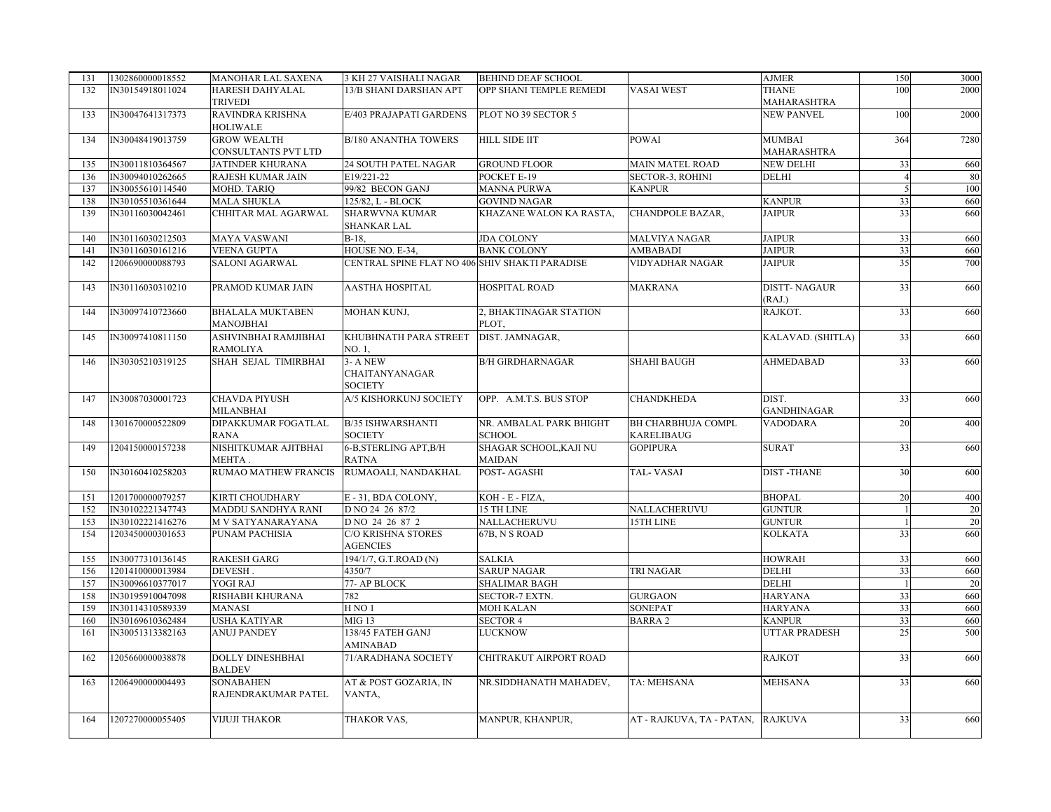| 131 | 1302860000018552 | MANOHAR LAL SAXENA | 3 KH 27 VAISHALI NAGAR | BEHIND DEAF SCHOOL | | AJMER | 150 | 3000 |
|---|---|---|---|---|---|---|---|---|
| 132 | IN30154918011024 | HARESH DAHYALAL TRIVEDI | 13/B SHANI DARSHAN APT | OPP SHANI TEMPLE REMEDI | VASAI WEST | THANE MAHARASHTRA | 100 | 2000 |
| 133 | IN30047641317373 | RAVINDRA KRISHNA HOLIWALE | E/403 PRAJAPATI GARDENS | PLOT NO 39 SECTOR 5 | | NEW PANVEL | 100 | 2000 |
| 134 | IN30048419013759 | GROW WEALTH CONSULTANTS PVT LTD | B/180 ANANTHA TOWERS | HILL SIDE IIT | POWAI | MUMBAI MAHARASHTRA | 364 | 7280 |
| 135 | IN30011810364567 | JATINDER KHURANA | 24 SOUTH PATEL NAGAR | GROUND FLOOR | MAIN MATEL ROAD | NEW DELHI | 33 | 660 |
| 136 | IN30094010262665 | RAJESH KUMAR JAIN | E19/221-22 | POCKET E-19 | SECTOR-3, ROHINI | DELHI | 4 | 80 |
| 137 | IN30055610114540 | MOHD. TARIQ | 99/82 BECON GANJ | MANNA PURWA | KANPUR | | 5 | 100 |
| 138 | IN30105510361644 | MALA SHUKLA | 125/82, L - BLOCK | GOVIND NAGAR | | KANPUR | 33 | 660 |
| 139 | IN30116030042461 | CHHITAR MAL AGARWAL | SHARWVNA KUMAR SHANKAR LAL | KHAZANE WALON KA RASTA, | CHANDPOLE BAZAR, | JAIPUR | 33 | 660 |
| 140 | IN30116030212503 | MAYA VASWANI | B-18, | JDA COLONY | MALVIYA NAGAR | JAIPUR | 33 | 660 |
| 141 | IN30116030161216 | VEENA GUPTA | HOUSE NO. E-34, | BANK COLONY | AMBABADI | JAIPUR | 33 | 660 |
| 142 | 1206690000088793 | SALONI AGARWAL | CENTRAL SPINE FLAT NO 406 SHIV SHAKTI PARADISE | | VIDYADHAR NAGAR | JAIPUR | 35 | 700 |
| 143 | IN30116030310210 | PRAMOD KUMAR JAIN | AASTHA HOSPITAL | HOSPITAL ROAD | MAKRANA | DISTT- NAGAUR (RAJ.) | 33 | 660 |
| 144 | IN30097410723660 | BHALALA MUKTABEN MANOJBHAI | MOHAN KUNJ, | 2, BHAKTINAGAR STATION PLOT, | | RAJKOT. | 33 | 660 |
| 145 | IN30097410811150 | ASHVINBHAI RAMJIBHAI RAMOLIYA | KHUBHNATH PARA STREET NO. 1, | DIST. JAMNAGAR, | | KALAVAD. (SHITLA) | 33 | 660 |
| 146 | IN30305210319125 | SHAH SEJAL TIMIRBHAI | 3- A NEW CHAITANYANAGAR SOCIETY | B/H GIRDHARNAGAR | SHAHI BAUGH | AHMEDABAD | 33 | 660 |
| 147 | IN30087030001723 | CHAVDA PIYUSH MILANBHAI | A/5 KISHORKUNJ SOCIETY | OPP. A.M.T.S. BUS STOP | CHANDKHEDA | DIST. GANDHINAGAR | 33 | 660 |
| 148 | 1301670000522809 | DIPAKKUMAR FOGATLAL RANA | B/35 ISHWARSHANTI SOCIETY | NR. AMBALAL PARK BHIGHT SCHOOL | BH CHARBHUJA COMPL KARELIBAUG | VADODARA | 20 | 400 |
| 149 | 1204150000157238 | NISHITKUMAR AJITBHAI MEHTA . | 6-B,STERLING APT,B/H RATNA | SHAGAR SCHOOL,KAJI NU MAIDAN | GOPIPURA | SURAT | 33 | 660 |
| 150 | IN30160410258203 | RUMAO MATHEW FRANCIS | RUMAOALI, NANDAKHAL | POST- AGASHI | TAL- VASAI | DIST -THANE | 30 | 600 |
| 151 | 1201700000079257 | KIRTI CHOUDHARY | E - 31, BDA COLONY, | KOH - E - FIZA, | | BHOPAL | 20 | 400 |
| 152 | IN30102221347743 | MADDU SANDHYA RANI | D NO 24 26 87/2 | 15 TH LINE | NALLACHERUVU | GUNTUR | 1 | 20 |
| 153 | IN30102221416276 | M V SATYANARAYANA | D NO 24 26 87 2 | NALLACHERUVU | 15TH LINE | GUNTUR | 1 | 20 |
| 154 | 1203450000301653 | PUNAM PACHISIA | C/O KRISHNA STORES AGENCIES | 67B, N S ROAD | | KOLKATA | 33 | 660 |
| 155 | IN30077310136145 | RAKESH GARG | 194/1/7, G.T.ROAD (N) | SALKIA | | HOWRAH | 33 | 660 |
| 156 | 1201410000013984 | DEVESH . | 4350/7 | SARUP NAGAR | TRI NAGAR | DELHI | 33 | 660 |
| 157 | IN30096610377017 | YOGI RAJ | 77- AP BLOCK | SHALIMAR BAGH | | DELHI | 1 | 20 |
| 158 | IN30195910047098 | RISHABH KHURANA | 782 | SECTOR-7 EXTN. | GURGAON | HARYANA | 33 | 660 |
| 159 | IN30114310589339 | MANASI | H NO 1 | MOH KALAN | SONEPAT | HARYANA | 33 | 660 |
| 160 | IN30169610362484 | USHA KATIYAR | MIG 13 | SECTOR 4 | BARRA 2 | KANPUR | 33 | 660 |
| 161 | IN30051313382163 | ANUJ PANDEY | 138/45 FATEH GANJ AMINABAD | LUCKNOW | | UTTAR PRADESH | 25 | 500 |
| 162 | 1205660000038878 | DOLLY DINESHBHAI BALDEV | 71/ARADHANA SOCIETY | CHITRAKUT AIRPORT ROAD | | RAJKOT | 33 | 660 |
| 163 | 1206490000004493 | SONABAHEN RAJENDRAKUMAR PATEL | AT & POST GOZARIA, IN VANTA, | NR.SIDDHANATH MAHADEV, | TA: MEHSANA | MEHSANA | 33 | 660 |
| 164 | 1207270000055405 | VIJUJI THAKOR | THAKOR VAS, | MANPUR, KHANPUR, | AT - RAJKUVA, TA - PATAN, | RAJKUVA | 33 | 660 |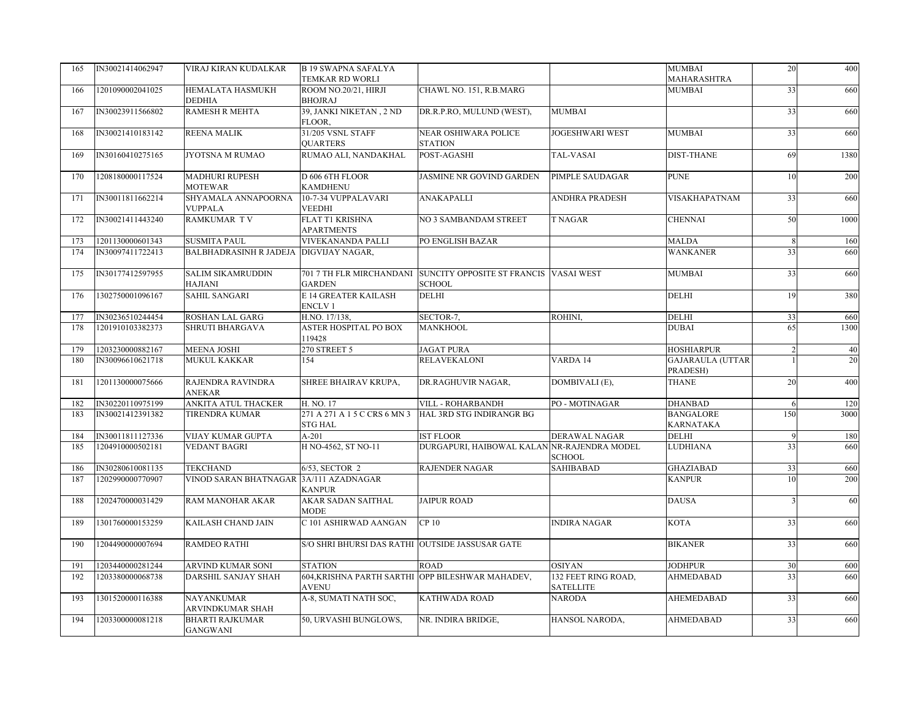| 165 | IN30021414062947 | VIRAJ KIRAN KUDALKAR | B 19 SWAPNA SAFALYA TEMKAR RD WORLI | | | MUMBAI MAHARASHTRA | 20 | 400 |
|---|---|---|---|---|---|---|---|---|
| 166 | 1201090002041025 | HEMALATA HASMUKH DEDHIA | ROOM NO.20/21, HIRJI BHOJRAJ | CHAWL NO. 151, R.B.MARG | | MUMBAI | 33 | 660 |
| 167 | IN30023911566802 | RAMESH R MEHTA | 39, JANKI NIKETAN , 2 ND FLOOR, | DR.R.P.RO, MULUND (WEST), | MUMBAI | | 33 | 660 |
| 168 | IN30021410183142 | REENA MALIK | 31/205 VSNL STAFF QUARTERS | NEAR OSHIWARA POLICE STATION | JOGESHWARI WEST | MUMBAI | 33 | 660 |
| 169 | IN30160410275165 | JYOTSNA M RUMAO | RUMAO ALI, NANDAKHAL | POST-AGASHI | TAL-VASAI | DIST-THANE | 69 | 1380 |
| 170 | 1208180000117524 | MADHURI RUPESH MOTEWAR | D 606 6TH FLOOR KAMDHENU | JASMINE NR GOVIND GARDEN | PIMPLE SAUDAGAR | PUNE | 10 | 200 |
| 171 | IN30011811662214 | SHYAMALA ANNAPOORNA VUPPALA | 10-7-34 VUPPALAVARI VEEDHI | ANAKAPALLI | ANDHRA PRADESH | VISAKHAPATNAM | 33 | 660 |
| 172 | IN30021411443240 | RAMKUMAR T V | FLAT T1 KRISHNA APARTMENTS | NO 3 SAMBANDAM STREET | T NAGAR | CHENNAI | 50 | 1000 |
| 173 | 1201130000601343 | SUSMITA PAUL | VIVEKANANDA PALLI | PO ENGLISH BAZAR | | MALDA | 8 | 160 |
| 174 | IN30097411722413 | BALBHADRASINH R JADEJA | DIGVIJAY NAGAR, | | | WANKANER | 33 | 660 |
| 175 | IN30177412597955 | SALIM SIKAMRUDDIN HAJIANI | 701 7 TH FLR MIRCHANDANI GARDEN | SUNCITY OPPOSITE ST FRANCIS SCHOOL | VASAI WEST | MUMBAI | 33 | 660 |
| 176 | 1302750001096167 | SAHIL SANGARI | E 14 GREATER KAILASH ENCLV 1 | DELHI | | DELHI | 19 | 380 |
| 177 | IN30236510244454 | ROSHAN LAL GARG | H.NO. 17/138, | SECTOR-7, | ROHINI, | DELHI | 33 | 660 |
| 178 | 1201910103382373 | SHRUTI BHARGAVA | ASTER HOSPITAL PO BOX 119428 | MANKHOOL | | DUBAI | 65 | 1300 |
| 179 | 1203230000882167 | MEENA JOSHI | 270 STREET 5 | JAGAT PURA | | HOSHIARPUR | 2 | 40 |
| 180 | IN30096610621718 | MUKUL KAKKAR | 154 | RELAVEKALONI | VARDA 14 | GAJARAULA (UTTAR PRADESH) | 1 | 20 |
| 181 | 1201130000075666 | RAJENDRA RAVINDRA ANEKAR | SHREE BHAIRAV KRUPA, | DR.RAGHUVIR NAGAR, | DOMBIVALI (E), | THANE | 20 | 400 |
| 182 | IN30220110975199 | ANKITA ATUL THACKER | H. NO. 17 | VILL - ROHARBANDH | PO - MOTINAGAR | DHANBAD | 6 | 120 |
| 183 | IN30021412391382 | TIRENDRA KUMAR | 271 A 271 A 1 5 C CRS 6 MN 3 STG HAL | HAL 3RD STG INDIRANGR BG | | BANGALORE KARNATAKA | 150 | 3000 |
| 184 | IN30011811127336 | VIJAY KUMAR GUPTA | A-201 | IST FLOOR | DERAWAL NAGAR | DELHI | 9 | 180 |
| 185 | 1204910000502181 | VEDANT BAGRI | H NO-4562, ST NO-11 | DURGAPURI, HAIBOWAL KALAN | NR-RAJENDRA MODEL SCHOOL | LUDHIANA | 33 | 660 |
| 186 | IN30280610081135 | TEKCHAND | 6/53, SECTOR 2 | RAJENDER NAGAR | SAHIBABAD | GHAZIABAD | 33 | 660 |
| 187 | 1202990000770907 | VINOD SARAN BHATNAGAR | 3A/111 AZADNAGAR KANPUR | | | KANPUR | 10 | 200 |
| 188 | 1202470000031429 | RAM MANOHAR AKAR | AKAR SADAN SAITHAL MODE | JAIPUR ROAD | | DAUSA | 3 | 60 |
| 189 | 1301760000153259 | KAILASH CHAND JAIN | C 101 ASHIRWAD AANGAN | CP 10 | INDIRA NAGAR | KOTA | 33 | 660 |
| 190 | 1204490000007694 | RAMDEO RATHI | S/O SHRI BHURSI DAS RATHI | OUTSIDE JASSUSAR GATE | | BIKANER | 33 | 660 |
| 191 | 1203440000281244 | ARVIND KUMAR SONI | STATION | ROAD | OSIYAN | JODHPUR | 30 | 600 |
| 192 | 1203380000068738 | DARSHIL SANJAY SHAH | 604,KRISHNA PARTH SARTHI AVENU | OPP BILESHWAR MAHADEV, | 132 FEET RING ROAD, SATELLITE | AHMEDABAD | 33 | 660 |
| 193 | 1301520000116388 | NAYANKUMAR ARVINDKUMAR SHAH | A-8, SUMATI NATH SOC, | KATHWADA ROAD | NARODA | AHEMEDABAD | 33 | 660 |
| 194 | 1203300000081218 | BHARTI RAJKUMAR GANGWANI | 50, URVASHI BUNGLOWS, | NR. INDIRA BRIDGE, | HANSOL NARODA, | AHMEDABAD | 33 | 660 |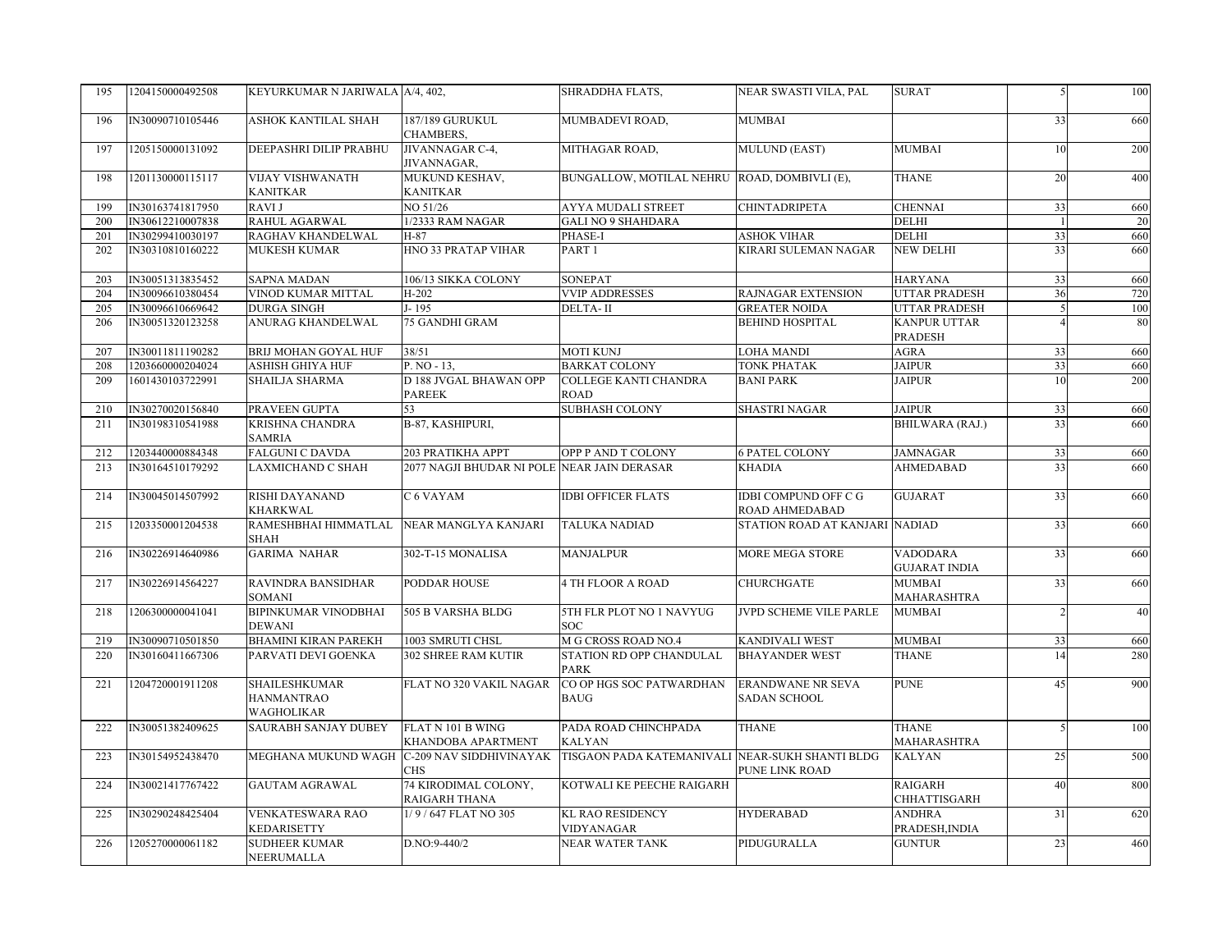| | | | | | | | | |
|---|---|---|---|---|---|---|---|---|
| 195 | 1204150000492508 | KEYURKUMAR N JARIWALA | A/4, 402, | SHRADDHA FLATS, | NEAR SWASTI VILA, PAL | SURAT | 5 | 100 |
| 196 | IN30090710105446 | ASHOK KANTILAL SHAH | 187/189 GURUKUL CHAMBERS, | MUMBADEVI ROAD, | MUMBAI | | 33 | 660 |
| 197 | 1205150000131092 | DEEPASHRI DILIP PRABHU | JIVANNAGAR C-4, JIVANNAGAR, | MITHAGAR ROAD, | MULUND (EAST) | MUMBAI | 10 | 200 |
| 198 | 1201130000115117 | VIJAY VISHWANATH KANITKAR | MUKUND KESHAV, KANITKAR | BUNGALLOW, MOTILAL NEHRU | ROAD, DOMBIVLI (E), | THANE | 20 | 400 |
| 199 | IN30163741817950 | RAVI J | NO 51/26 | AYYA MUDALI STREET | CHINTADRIPETA | CHENNAI | 33 | 660 |
| 200 | IN30612210007838 | RAHUL AGARWAL | 1/2333 RAM NAGAR | GALI NO 9 SHAHDARA | | DELHI | 1 | 20 |
| 201 | IN30299410030197 | RAGHAV KHANDELWAL | H-87 | PHASE-I | ASHOK VIHAR | DELHI | 33 | 660 |
| 202 | IN30310810160222 | MUKESH KUMAR | HNO 33 PRATAP VIHAR | PART 1 | KIRARI SULEMAN NAGAR | NEW DELHI | 33 | 660 |
| 203 | IN30051313835452 | SAPNA MADAN | 106/13 SIKKA COLONY | SONEPAT | | HARYANA | 33 | 660 |
| 204 | IN30096610380454 | VINOD KUMAR MITTAL | H-202 | VVIP ADDRESSES | RAJNAGAR EXTENSION | UTTAR PRADESH | 36 | 720 |
| 205 | IN30096610669642 | DURGA SINGH | J- 195 | DELTA- II | GREATER NOIDA | UTTAR PRADESH | 5 | 100 |
| 206 | IN30051320123258 | ANURAG KHANDELWAL | 75 GANDHI GRAM | | BEHIND HOSPITAL | KANPUR UTTAR PRADESH | 4 | 80 |
| 207 | IN30011811190282 | BRIJ MOHAN GOYAL HUF | 38/51 | MOTI KUNJ | LOHA MANDI | AGRA | 33 | 660 |
| 208 | 1203660000204024 | ASHISH GHIYA HUF | P. NO - 13, | BARKAT COLONY | TONK PHATAK | JAIPUR | 33 | 660 |
| 209 | 1601430103722991 | SHAILJA SHARMA | D 188 JVGAL BHAWAN OPP PAREEK | COLLEGE KANTI CHANDRA ROAD | BANI PARK | JAIPUR | 10 | 200 |
| 210 | IN30270020156840 | PRAVEEN GUPTA | 53 | SUBHASH COLONY | SHASTRI NAGAR | JAIPUR | 33 | 660 |
| 211 | IN30198310541988 | KRISHNA CHANDRA SAMRIA | B-87, KASHIPURI, | | | BHILWARA (RAJ.) | 33 | 660 |
| 212 | 1203440000884348 | FALGUNI C DAVDA | 203 PRATIKHA APPT | OPP P AND T COLONY | 6 PATEL COLONY | JAMNAGAR | 33 | 660 |
| 213 | IN30164510179292 | LAXMICHAND C SHAH | 2077 NAGJI BHUDAR NI POLE | NEAR JAIN DERASAR | KHADIA | AHMEDABAD | 33 | 660 |
| 214 | IN30045014507992 | RISHI DAYANAND KHARKWAL | C 6 VAYAM | IDBI OFFICER FLATS | IDBI COMPUND OFF C G ROAD AHMEDABAD | GUJARAT | 33 | 660 |
| 215 | 1203350001204538 | RAMESHBHAI HIMMATLAL SHAH | NEAR MANGLYA KANJARI | TALUKA NADIAD | STATION ROAD AT KANJARI | NADIAD | 33 | 660 |
| 216 | IN30226914640986 | GARIMA NAHAR | 302-T-15 MONALISA | MANJALPUR | MORE MEGA STORE | VADODARA GUJARAT INDIA | 33 | 660 |
| 217 | IN30226914564227 | RAVINDRA BANSIDHAR SOMANI | PODDAR HOUSE | 4 TH FLOOR A ROAD | CHURCHGATE | MUMBAI MAHARASHTRA | 33 | 660 |
| 218 | 1206300000041041 | BIPINKUMAR VINODBHAI DEWANI | 505 B VARSHA BLDG | 5TH FLR PLOT NO 1 NAVYUG SOC | JVPD SCHEME VILE PARLE | MUMBAI | 2 | 40 |
| 219 | IN30090710501850 | BHAMINI KIRAN PAREKH | 1003 SMRUTI CHSL | M G CROSS ROAD NO.4 | KANDIVALI WEST | MUMBAI | 33 | 660 |
| 220 | IN30160411667306 | PARVATI DEVI GOENKA | 302 SHREE RAM KUTIR | STATION RD OPP CHANDULAL PARK | BHAYANDER WEST | THANE | 14 | 280 |
| 221 | 1204720001911208 | SHAILESHKUMAR HANMANTRAO WAGHOLIKAR | FLAT NO 320 VAKIL NAGAR | CO OP HGS SOC PATWARDHAN BAUG | ERANDWANE NR SEVA SADAN SCHOOL | PUNE | 45 | 900 |
| 222 | IN30051382409625 | SAURABH SANJAY DUBEY | FLAT N 101 B WING KHANDOBA APARTMENT | PADA ROAD CHINCHPADA KALYAN | THANE | THANE MAHARASHTRA | 5 | 100 |
| 223 | IN30154952438470 | MEGHANA MUKUND WAGH | C-209 NAV SIDDHIVINAYAK CHS | TISGAON PADA KATEMANIVALI | NEAR-SUKH SHANTI BLDG PUNE LINK ROAD | KALYAN | 25 | 500 |
| 224 | IN30021417767422 | GAUTAM AGRAWAL | 74 KIRODIMAL COLONY, RAIGARH THANA | KOTWALI KE PEECHE RAIGARH | | RAIGARH CHHATTISGARH | 40 | 800 |
| 225 | IN30290248425404 | VENKATESWARA RAO KEDARISETTY | 1/ 9 / 647 FLAT NO 305 | KL RAO RESIDENCY VIDYANAGAR | HYDERABAD | ANDHRA PRADESH,INDIA | 31 | 620 |
| 226 | 1205270000061182 | SUDHEER KUMAR NEERUMALLA | D.NO:9-440/2 | NEAR WATER TANK | PIDUGURALLA | GUNTUR | 23 | 460 |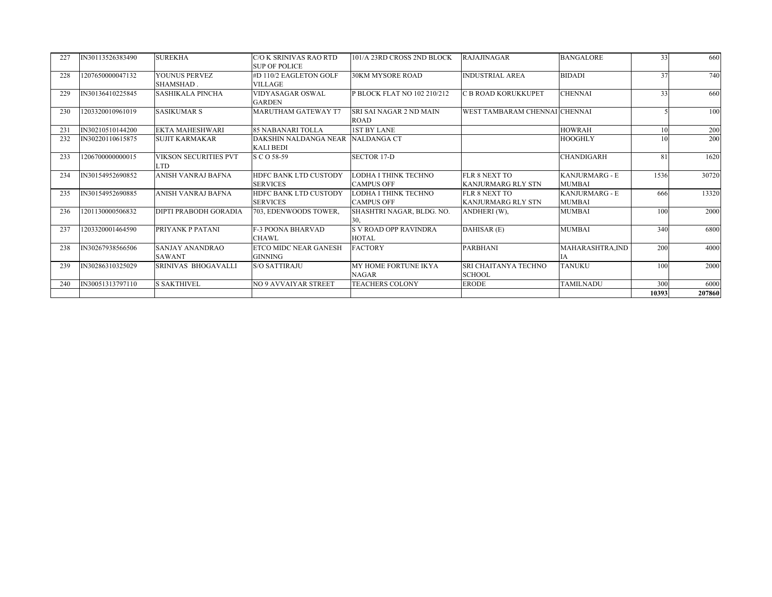| | | | | | | | | |
|---|---|---|---|---|---|---|---|---|
| 227 | IN30113526383490 | SUREKHA | C/O K SRINIVAS RAO RTD SUP OF POLICE | 101/A 23RD CROSS 2ND BLOCK | RAJAJINAGAR | BANGALORE | 33 | 660 |
| 228 | 1207650000047132 | YOUNUS PERVEZ SHAMSHAD . | #D 110/2 EAGLETON GOLF VILLAGE | 30KM MYSORE ROAD | INDUSTRIAL AREA | BIDADI | 37 | 740 |
| 229 | IN30136410225845 | SASHIKALA PINCHA | VIDYASAGAR OSWAL GARDEN | P BLOCK FLAT NO 102 210/212 | C B ROAD KORUKKUPET | CHENNAI | 33 | 660 |
| 230 | 1203320010961019 | SASIKUMAR S | MARUTHAM GATEWAY T7 | SRI SAI NAGAR 2 ND MAIN ROAD | WEST TAMBARAM CHENNAI | CHENNAI | 5 | 100 |
| 231 | IN30210510144200 | EKTA MAHESHWARI | 85 NABANARI TOLLA | 1ST BY LANE | | HOWRAH | 10 | 200 |
| 232 | IN30220110615875 | SUJIT KARMAKAR | DAKSHIN NALDANGA NEAR KALI BEDI | NALDANGA CT | | HOOGHLY | 10 | 200 |
| 233 | 1206700000000015 | VIKSON SECURITIES PVT LTD | S C O 58-59 | SECTOR 17-D | | CHANDIGARH | 81 | 1620 |
| 234 | IN30154952690852 | ANISH VANRAJ BAFNA | HDFC BANK LTD CUSTODY SERVICES | LODHA I THINK TECHNO CAMPUS OFF | FLR 8 NEXT TO KANJURMARG RLY STN | KANJURMARG - E MUMBAI | 1536 | 30720 |
| 235 | IN30154952690885 | ANISH VANRAJ BAFNA | HDFC BANK LTD CUSTODY SERVICES | LODHA I THINK TECHNO CAMPUS OFF | FLR 8 NEXT TO KANJURMARG RLY STN | KANJURMARG - E MUMBAI | 666 | 13320 |
| 236 | 1201130000506832 | DIPTI PRABODH GORADIA | 703, EDENWOODS TOWER, | SHASHTRI NAGAR, BLDG. NO. 30, | ANDHERI (W), | MUMBAI | 100 | 2000 |
| 237 | 1203320001464590 | PRIYANK P PATANI | F-3 POONA BHARVAD CHAWL | S V ROAD OPP RAVINDRA HOTAL | DAHISAR (E) | MUMBAI | 340 | 6800 |
| 238 | IN30267938566506 | SANJAY ANANDRAO SAWANT | ETCO MIDC NEAR GANESH GINNING | FACTORY | PARBHANI | MAHARASHTRA,INDIA | 200 | 4000 |
| 239 | IN30286310325029 | SRINIVAS BHOGAVALLI | S/O SATTIRAJU | MY HOME FORTUNE IKYA NAGAR | SRI CHAITANYA TECHNO SCHOOL | TANUKU | 100 | 2000 |
| 240 | IN30051313797110 | S SAKTHIVEL | NO 9 AVVAIYAR STREET | TEACHERS COLONY | ERODE | TAMILNADU | 300 | 6000 |
| | | | | | | | **10393** | **207860** |